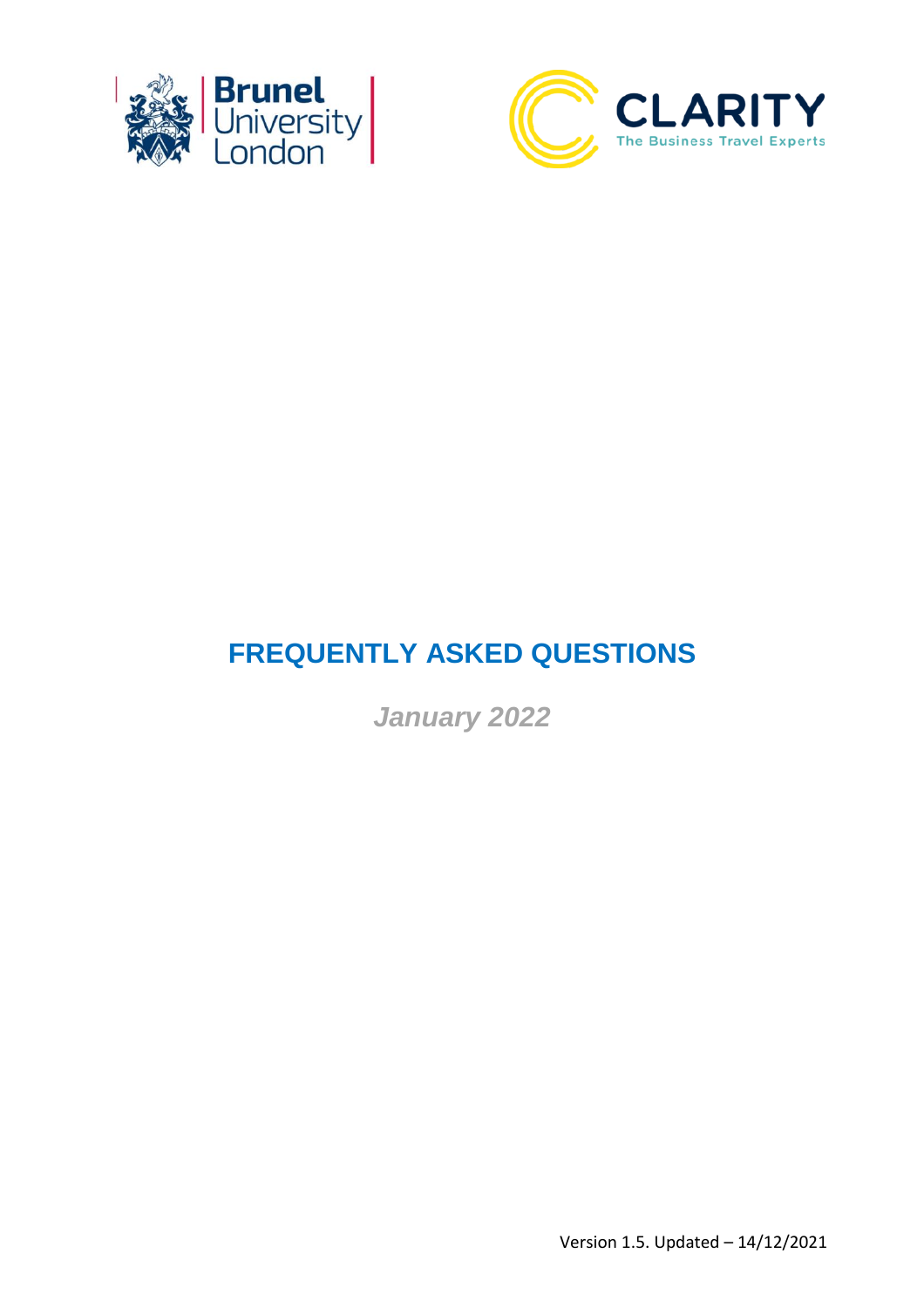# FREQUENTLY ASKED QUESTIONS

*January 2022*

Version 1.5. Updated – 14/12/2021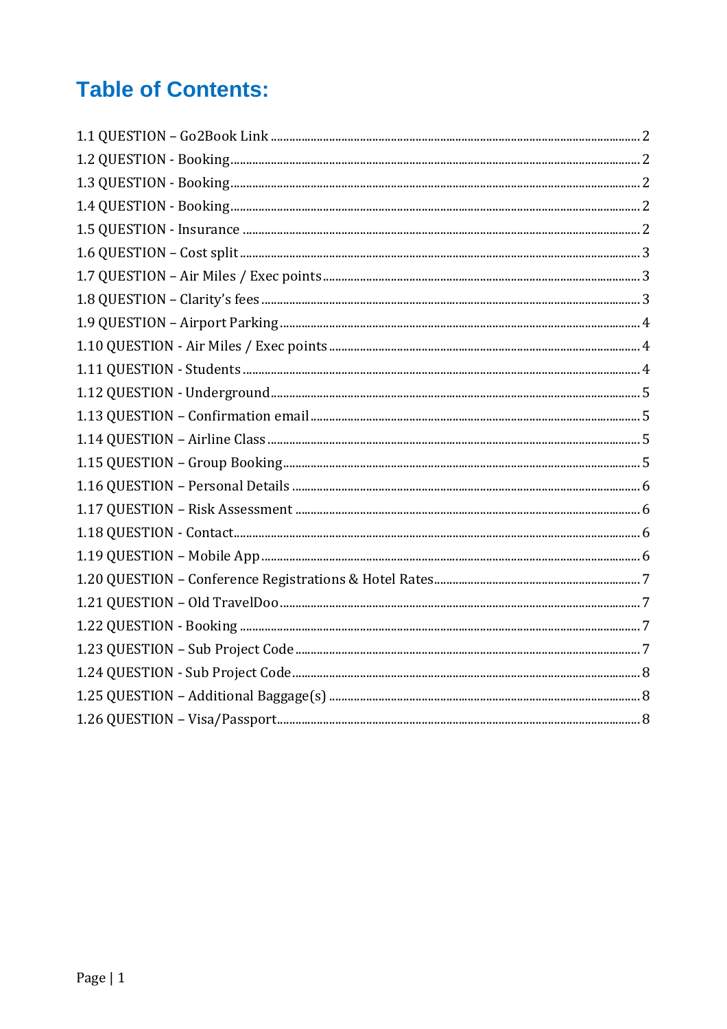# Table of Contents:

1.1 QUESTION – Go2Book Link ........ 2
1.2 QUESTION - Booking ........ 2
1.3 QUESTION - Booking ........ 2
1.4 QUESTION - Booking ........ 2
1.5 QUESTION - Insurance ........ 2
1.6 QUESTION – Cost split ........ 3
1.7 QUESTION – Air Miles / Exec points ........ 3
1.8 QUESTION – Clarity's fees ........ 3
1.9 QUESTION – Airport Parking ........ 4
1.10 QUESTION - Air Miles / Exec points ........ 4
1.11 QUESTION - Students ........ 4
1.12 QUESTION - Underground ........ 5
1.13 QUESTION – Confirmation email ........ 5
1.14 QUESTION – Airline Class ........ 5
1.15 QUESTION – Group Booking ........ 5
1.16 QUESTION – Personal Details ........ 6
1.17 QUESTION – Risk Assessment ........ 6
1.18 QUESTION - Contact ........ 6
1.19 QUESTION – Mobile App ........ 6
1.20 QUESTION – Conference Registrations & Hotel Rates ........ 7
1.21 QUESTION – Old TravelDoo ........ 7
1.22 QUESTION - Booking ........ 7
1.23 QUESTION – Sub Project Code ........ 7
1.24 QUESTION - Sub Project Code ........ 8
1.25 QUESTION – Additional Baggage(s) ........ 8
1.26 QUESTION – Visa/Passport ........ 8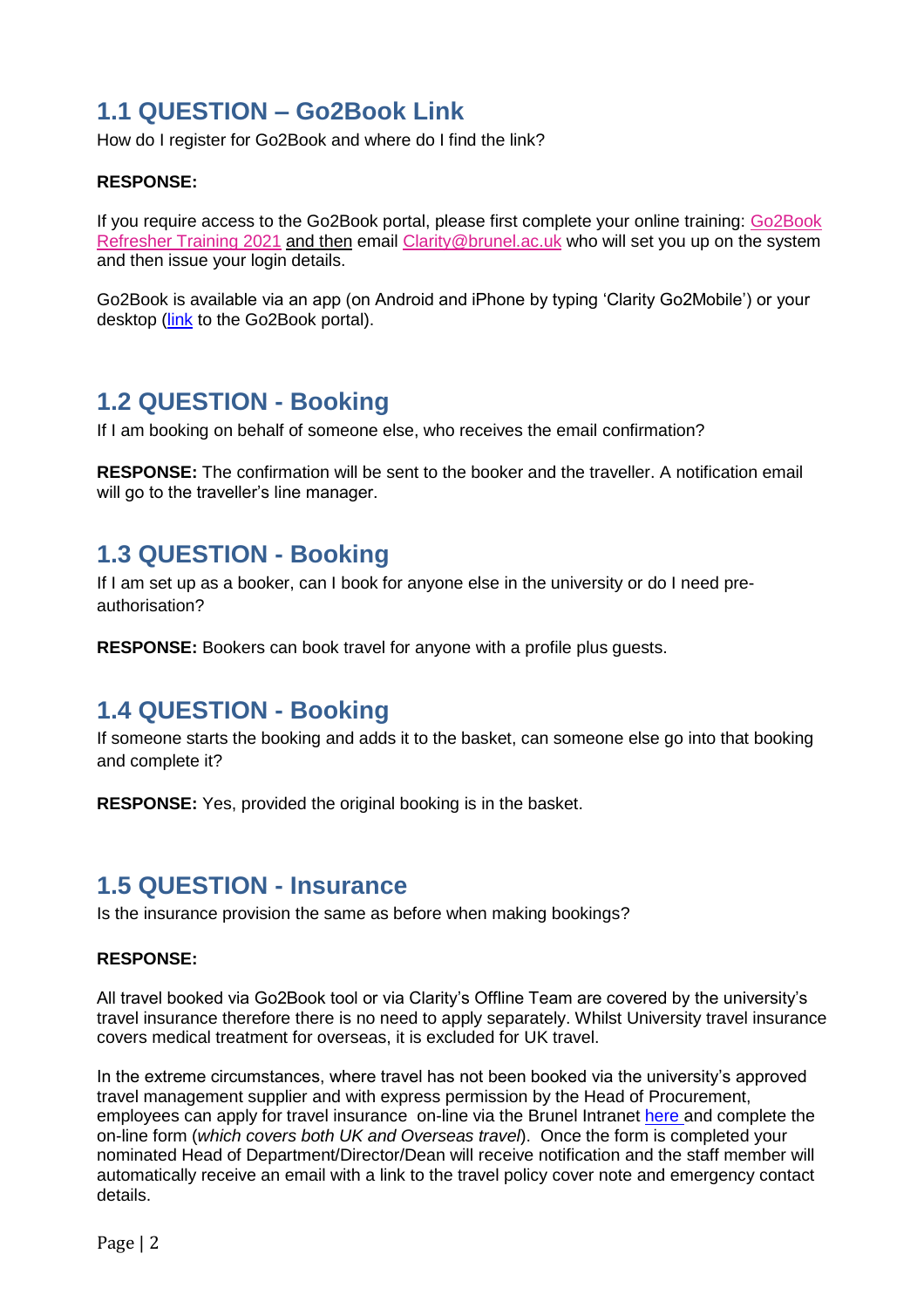## 1.1 QUESTION – Go2Book Link

How do I register for Go2Book and where do I find the link?

**RESPONSE:**

If you require access to the Go2Book portal, please first complete your online training: Go2Book Refresher Training 2021 and then email Clarity@brunel.ac.uk who will set you up on the system and then issue your login details.

Go2Book is available via an app (on Android and iPhone by typing 'Clarity Go2Mobile') or your desktop (link to the Go2Book portal).

## 1.2 QUESTION - Booking

If I am booking on behalf of someone else, who receives the email confirmation?

**RESPONSE:** The confirmation will be sent to the booker and the traveller. A notification email will go to the traveller's line manager.

## 1.3 QUESTION - Booking

If I am set up as a booker, can I book for anyone else in the university or do I need pre-authorisation?

**RESPONSE:** Bookers can book travel for anyone with a profile plus guests.

## 1.4 QUESTION - Booking

If someone starts the booking and adds it to the basket, can someone else go into that booking and complete it?

**RESPONSE:** Yes, provided the original booking is in the basket.

## 1.5 QUESTION - Insurance

Is the insurance provision the same as before when making bookings?

**RESPONSE:**

All travel booked via Go2Book tool or via Clarity's Offline Team are covered by the university's travel insurance therefore there is no need to apply separately. Whilst University travel insurance covers medical treatment for overseas, it is excluded for UK travel.

In the extreme circumstances, where travel has not been booked via the university's approved travel management supplier and with express permission by the Head of Procurement, employees can apply for travel insurance on-line via the Brunel Intranet here and complete the on-line form (*which covers both UK and Overseas travel*). Once the form is completed your nominated Head of Department/Director/Dean will receive notification and the staff member will automatically receive an email with a link to the travel policy cover note and emergency contact details.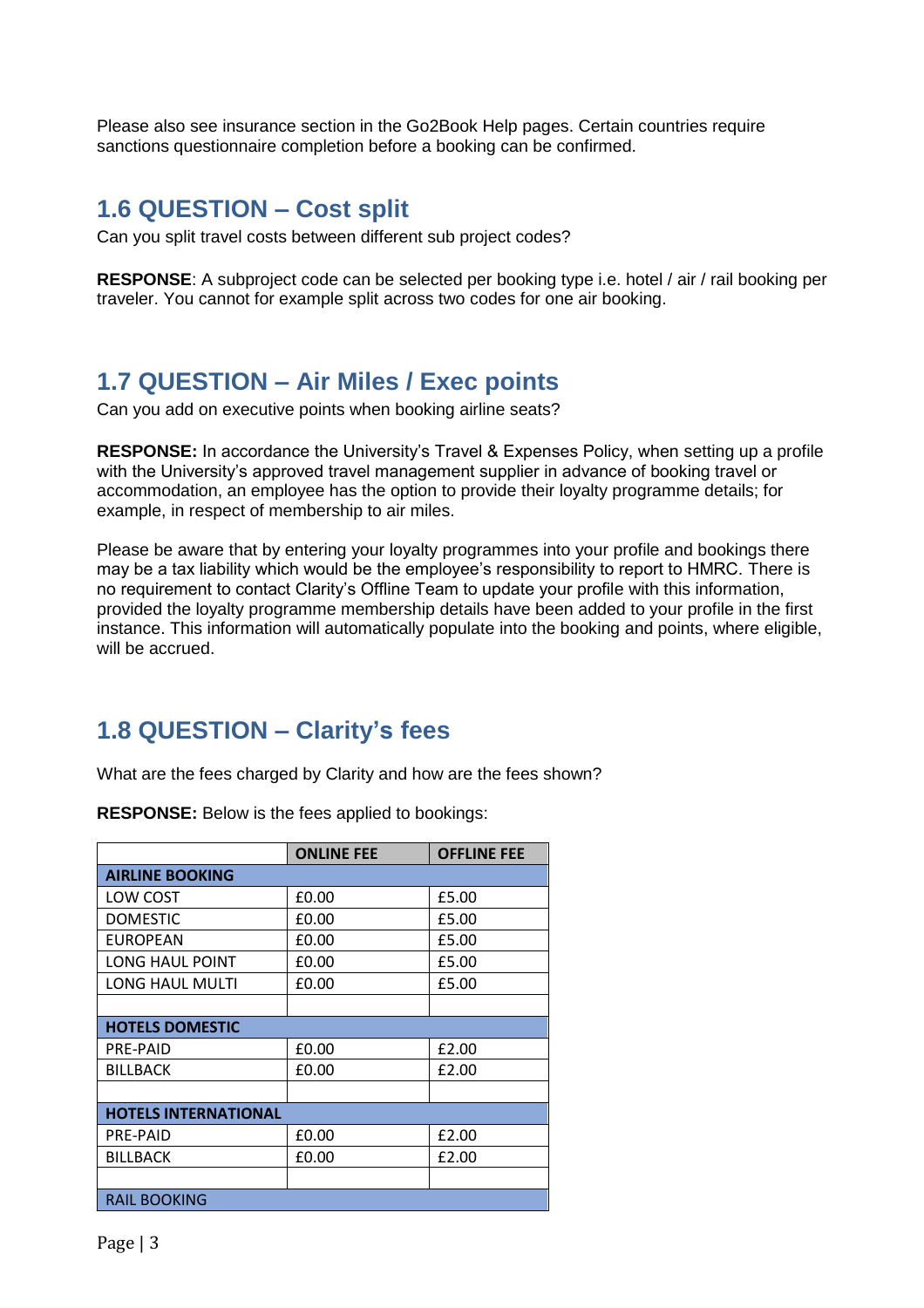Please also see insurance section in the Go2Book Help pages. Certain countries require sanctions questionnaire completion before a booking can be confirmed.

## 1.6 QUESTION – Cost split

Can you split travel costs between different sub project codes?

**RESPONSE**: A subproject code can be selected per booking type i.e. hotel / air / rail booking per traveler. You cannot for example split across two codes for one air booking.

## 1.7 QUESTION – Air Miles / Exec points

Can you add on executive points when booking airline seats?

**RESPONSE:** In accordance the University's Travel & Expenses Policy, when setting up a profile with the University's approved travel management supplier in advance of booking travel or accommodation, an employee has the option to provide their loyalty programme details; for example, in respect of membership to air miles.

Please be aware that by entering your loyalty programmes into your profile and bookings there may be a tax liability which would be the employee's responsibility to report to HMRC. There is no requirement to contact Clarity's Offline Team to update your profile with this information, provided the loyalty programme membership details have been added to your profile in the first instance. This information will automatically populate into the booking and points, where eligible, will be accrued.

## 1.8 QUESTION – Clarity's fees

What are the fees charged by Clarity and how are the fees shown?

**RESPONSE:** Below is the fees applied to bookings:

| | ONLINE FEE | OFFLINE FEE |
|---|---|---|
| **AIRLINE BOOKING** | | |
| LOW COST | £0.00 | £5.00 |
| DOMESTIC | £0.00 | £5.00 |
| EUROPEAN | £0.00 | £5.00 |
| LONG HAUL POINT | £0.00 | £5.00 |
| LONG HAUL MULTI | £0.00 | £5.00 |
| | | |
| **HOTELS DOMESTIC** | | |
| PRE-PAID | £0.00 | £2.00 |
| BILLBACK | £0.00 | £2.00 |
| | | |
| **HOTELS INTERNATIONAL** | | |
| PRE-PAID | £0.00 | £2.00 |
| BILLBACK | £0.00 | £2.00 |
| | | |
| RAIL BOOKING | | |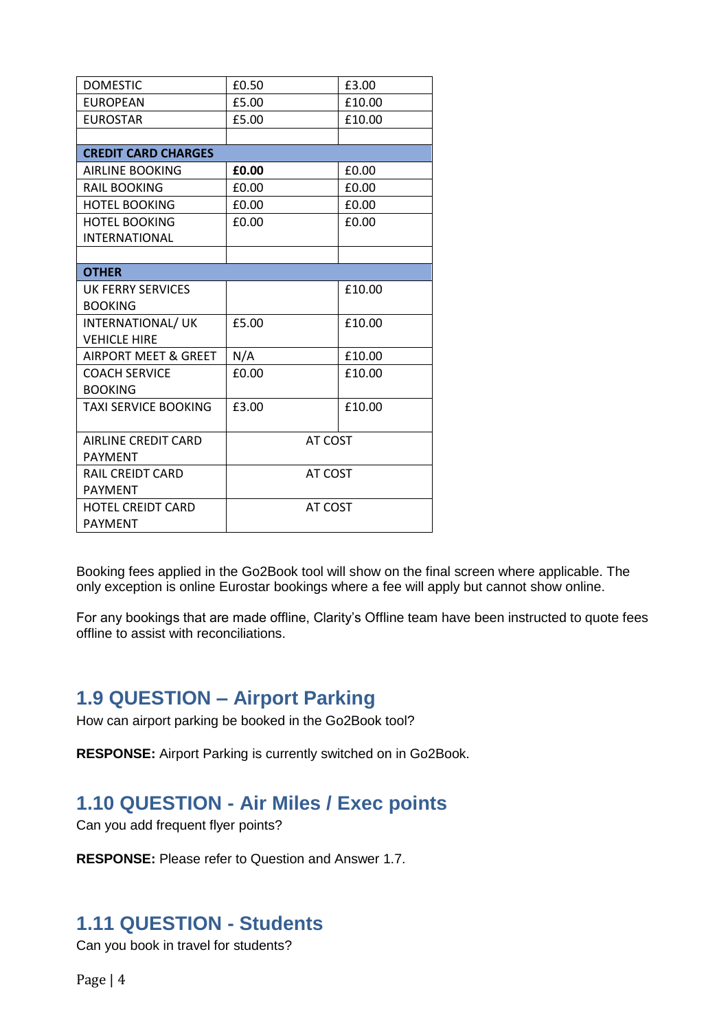| | | |
|---|---|---|
| DOMESTIC | £0.50 | £3.00 |
| EUROPEAN | £5.00 | £10.00 |
| EUROSTAR | £5.00 | £10.00 |
| | | |
| **CREDIT CARD CHARGES** | | |
| AIRLINE BOOKING | **£0.00** | £0.00 |
| RAIL BOOKING | £0.00 | £0.00 |
| HOTEL BOOKING | £0.00 | £0.00 |
| HOTEL BOOKING INTERNATIONAL | £0.00 | £0.00 |
| | | |
| **OTHER** | | |
| UK FERRY SERVICES BOOKING | | £10.00 |
| INTERNATIONAL/ UK VEHICLE HIRE | £5.00 | £10.00 |
| AIRPORT MEET & GREET | N/A | £10.00 |
| COACH SERVICE BOOKING | £0.00 | £10.00 |
| TAXI SERVICE BOOKING | £3.00 | £10.00 |
| AIRLINE CREDIT CARD PAYMENT | AT COST | |
| RAIL CREIDT CARD PAYMENT | AT COST | |
| HOTEL CREIDT CARD PAYMENT | AT COST | |

Booking fees applied in the Go2Book tool will show on the final screen where applicable. The only exception is online Eurostar bookings where a fee will apply but cannot show online.

For any bookings that are made offline, Clarity's Offline team have been instructed to quote fees offline to assist with reconciliations.

## 1.9 QUESTION – Airport Parking

How can airport parking be booked in the Go2Book tool?

**RESPONSE:** Airport Parking is currently switched on in Go2Book.

## 1.10 QUESTION - Air Miles / Exec points

Can you add frequent flyer points?

**RESPONSE:** Please refer to Question and Answer 1.7.

## 1.11 QUESTION - Students

Can you book in travel for students?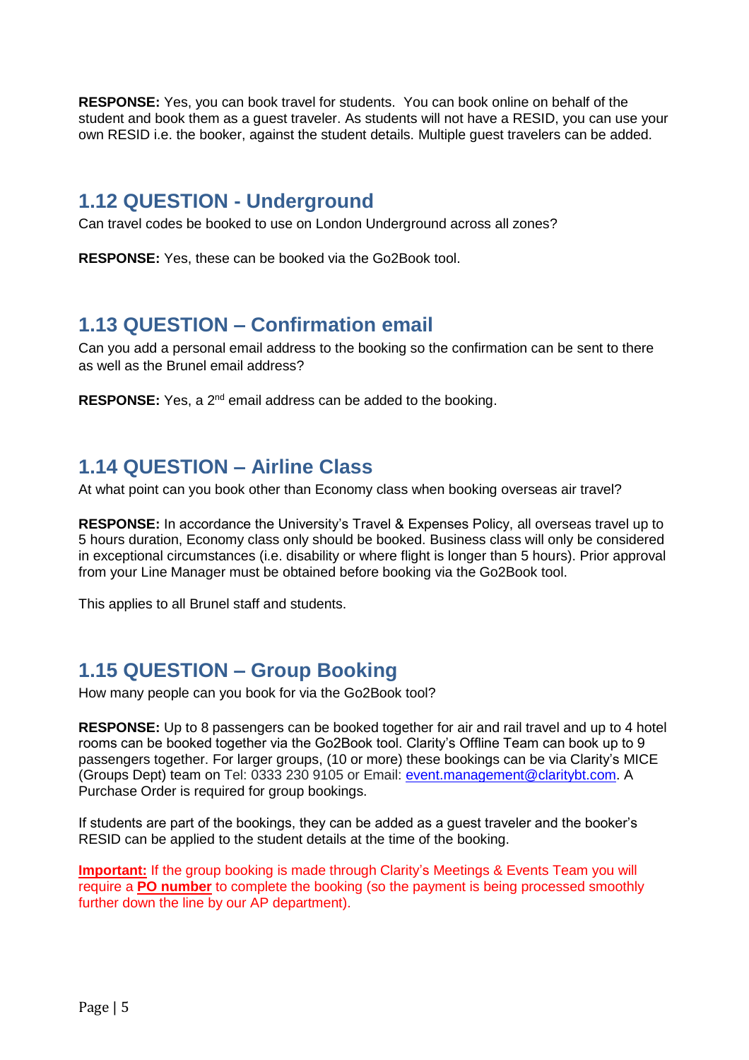**RESPONSE:** Yes, you can book travel for students. You can book online on behalf of the student and book them as a guest traveler. As students will not have a RESID, you can use your own RESID i.e. the booker, against the student details. Multiple guest travelers can be added.

## 1.12 QUESTION - Underground

Can travel codes be booked to use on London Underground across all zones?

**RESPONSE:** Yes, these can be booked via the Go2Book tool.

## 1.13 QUESTION – Confirmation email

Can you add a personal email address to the booking so the confirmation can be sent to there as well as the Brunel email address?

**RESPONSE:** Yes, a 2nd email address can be added to the booking.

## 1.14 QUESTION – Airline Class

At what point can you book other than Economy class when booking overseas air travel?

**RESPONSE:** In accordance the University's Travel & Expenses Policy, all overseas travel up to 5 hours duration, Economy class only should be booked. Business class will only be considered in exceptional circumstances (i.e. disability or where flight is longer than 5 hours). Prior approval from your Line Manager must be obtained before booking via the Go2Book tool.

This applies to all Brunel staff and students.

## 1.15 QUESTION – Group Booking

How many people can you book for via the Go2Book tool?

**RESPONSE:** Up to 8 passengers can be booked together for air and rail travel and up to 4 hotel rooms can be booked together via the Go2Book tool. Clarity's Offline Team can book up to 9 passengers together. For larger groups, (10 or more) these bookings can be via Clarity's MICE (Groups Dept) team on Tel: 0333 230 9105 or Email: event.management@claritybt.com. A Purchase Order is required for group bookings.

If students are part of the bookings, they can be added as a guest traveler and the booker's RESID can be applied to the student details at the time of the booking.

**Important:** If the group booking is made through Clarity's Meetings & Events Team you will require a **PO number** to complete the booking (so the payment is being processed smoothly further down the line by our AP department).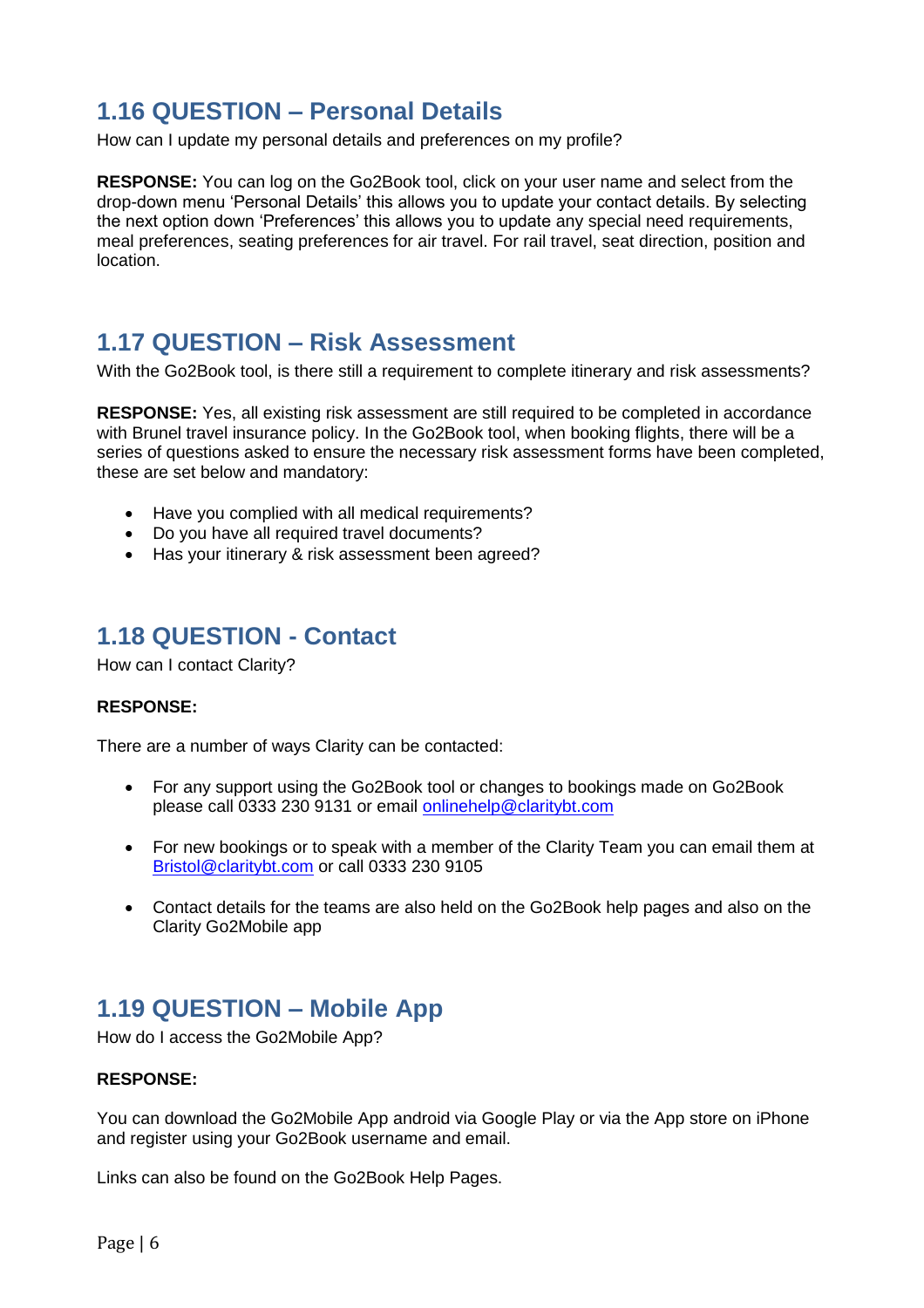## 1.16 QUESTION – Personal Details

How can I update my personal details and preferences on my profile?

**RESPONSE:** You can log on the Go2Book tool, click on your user name and select from the drop-down menu 'Personal Details' this allows you to update your contact details. By selecting the next option down 'Preferences' this allows you to update any special need requirements, meal preferences, seating preferences for air travel. For rail travel, seat direction, position and location.

## 1.17 QUESTION – Risk Assessment

With the Go2Book tool, is there still a requirement to complete itinerary and risk assessments?

**RESPONSE:** Yes, all existing risk assessment are still required to be completed in accordance with Brunel travel insurance policy. In the Go2Book tool, when booking flights, there will be a series of questions asked to ensure the necessary risk assessment forms have been completed, these are set below and mandatory:

- Have you complied with all medical requirements?
- Do you have all required travel documents?
- Has your itinerary & risk assessment been agreed?

## 1.18 QUESTION - Contact

How can I contact Clarity?

**RESPONSE:**

There are a number of ways Clarity can be contacted:

- For any support using the Go2Book tool or changes to bookings made on Go2Book please call 0333 230 9131 or email onlinehelp@claritybt.com

- For new bookings or to speak with a member of the Clarity Team you can email them at Bristol@claritybt.com or call 0333 230 9105

- Contact details for the teams are also held on the Go2Book help pages and also on the Clarity Go2Mobile app

## 1.19 QUESTION – Mobile App

How do I access the Go2Mobile App?

**RESPONSE:**

You can download the Go2Mobile App android via Google Play or via the App store on iPhone and register using your Go2Book username and email.

Links can also be found on the Go2Book Help Pages.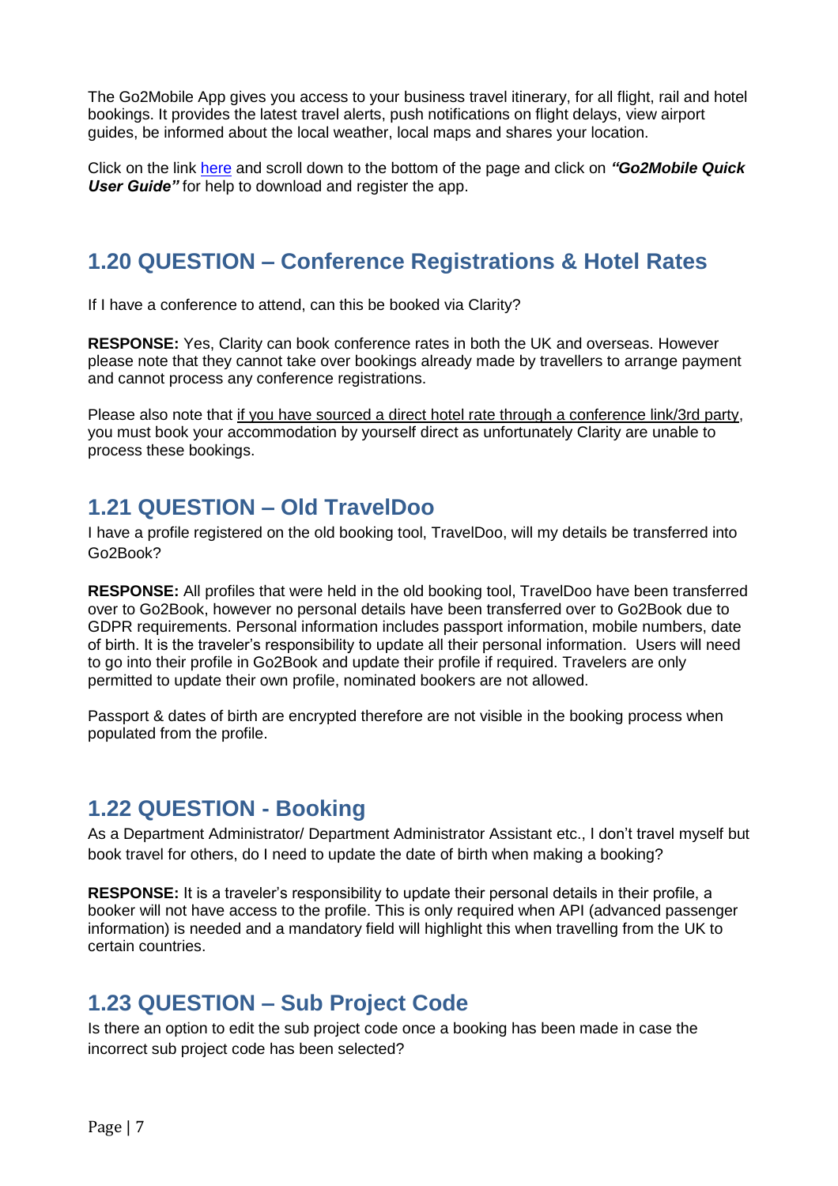The Go2Mobile App gives you access to your business travel itinerary, for all flight, rail and hotel bookings. It provides the latest travel alerts, push notifications on flight delays, view airport guides, be informed about the local weather, local maps and shares your location.

Click on the link here and scroll down to the bottom of the page and click on ***"Go2Mobile Quick User Guide"*** for help to download and register the app.

## 1.20 QUESTION – Conference Registrations & Hotel Rates

If I have a conference to attend, can this be booked via Clarity?

**RESPONSE:** Yes, Clarity can book conference rates in both the UK and overseas. However please note that they cannot take over bookings already made by travellers to arrange payment and cannot process any conference registrations.

Please also note that <u>if you have sourced a direct hotel rate through a conference link/3rd party</u>, you must book your accommodation by yourself direct as unfortunately Clarity are unable to process these bookings.

## 1.21 QUESTION – Old TravelDoo

I have a profile registered on the old booking tool, TravelDoo, will my details be transferred into Go2Book?

**RESPONSE:** All profiles that were held in the old booking tool, TravelDoo have been transferred over to Go2Book, however no personal details have been transferred over to Go2Book due to GDPR requirements. Personal information includes passport information, mobile numbers, date of birth. It is the traveler's responsibility to update all their personal information. Users will need to go into their profile in Go2Book and update their profile if required. Travelers are only permitted to update their own profile, nominated bookers are not allowed.

Passport & dates of birth are encrypted therefore are not visible in the booking process when populated from the profile.

## 1.22 QUESTION - Booking

As a Department Administrator/ Department Administrator Assistant etc., I don't travel myself but book travel for others, do I need to update the date of birth when making a booking?

**RESPONSE:** It is a traveler's responsibility to update their personal details in their profile, a booker will not have access to the profile. This is only required when API (advanced passenger information) is needed and a mandatory field will highlight this when travelling from the UK to certain countries.

## 1.23 QUESTION – Sub Project Code

Is there an option to edit the sub project code once a booking has been made in case the incorrect sub project code has been selected?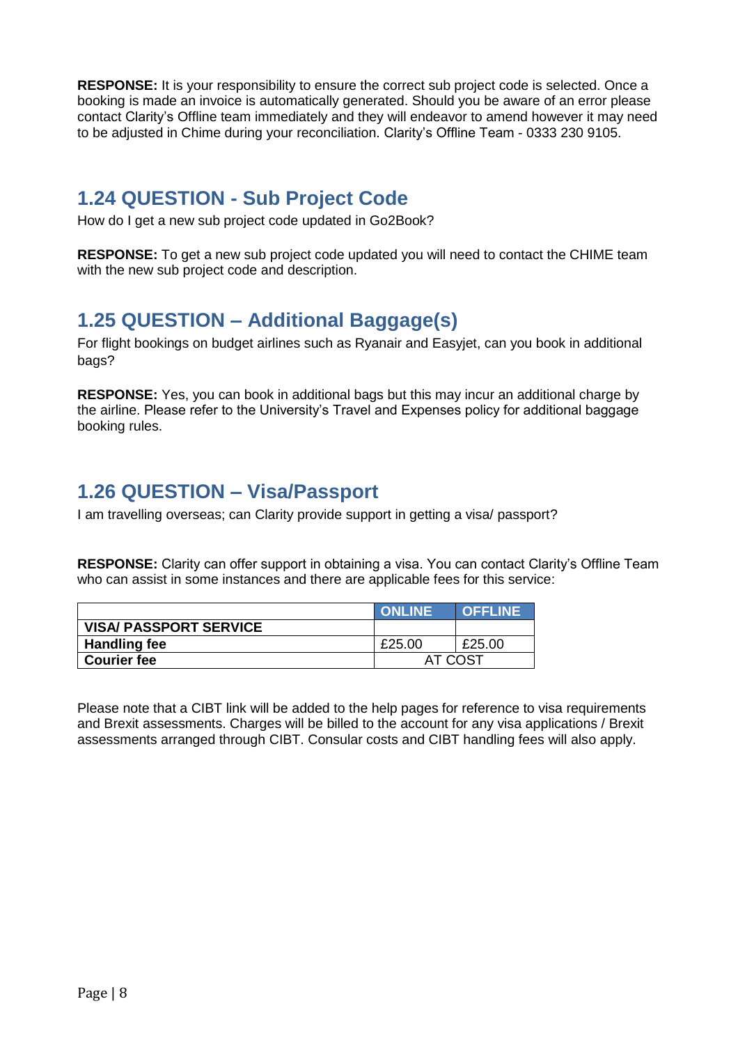**RESPONSE:** It is your responsibility to ensure the correct sub project code is selected. Once a booking is made an invoice is automatically generated. Should you be aware of an error please contact Clarity's Offline team immediately and they will endeavor to amend however it may need to be adjusted in Chime during your reconciliation. Clarity's Offline Team - 0333 230 9105.

## 1.24 QUESTION - Sub Project Code

How do I get a new sub project code updated in Go2Book?

**RESPONSE:** To get a new sub project code updated you will need to contact the CHIME team with the new sub project code and description.

## 1.25 QUESTION – Additional Baggage(s)

For flight bookings on budget airlines such as Ryanair and Easyjet, can you book in additional bags?

**RESPONSE:** Yes, you can book in additional bags but this may incur an additional charge by the airline. Please refer to the University's Travel and Expenses policy for additional baggage booking rules.

## 1.26 QUESTION – Visa/Passport

I am travelling overseas; can Clarity provide support in getting a visa/ passport?

**RESPONSE:** Clarity can offer support in obtaining a visa. You can contact Clarity's Offline Team who can assist in some instances and there are applicable fees for this service:

| | ONLINE | OFFLINE |
|---|---|---|
| **VISA/ PASSPORT SERVICE** | | |
| **Handling fee** | £25.00 | £25.00 |
| **Courier fee** | AT COST | |

Please note that a CIBT link will be added to the help pages for reference to visa requirements and Brexit assessments. Charges will be billed to the account for any visa applications / Brexit assessments arranged through CIBT. Consular costs and CIBT handling fees will also apply.